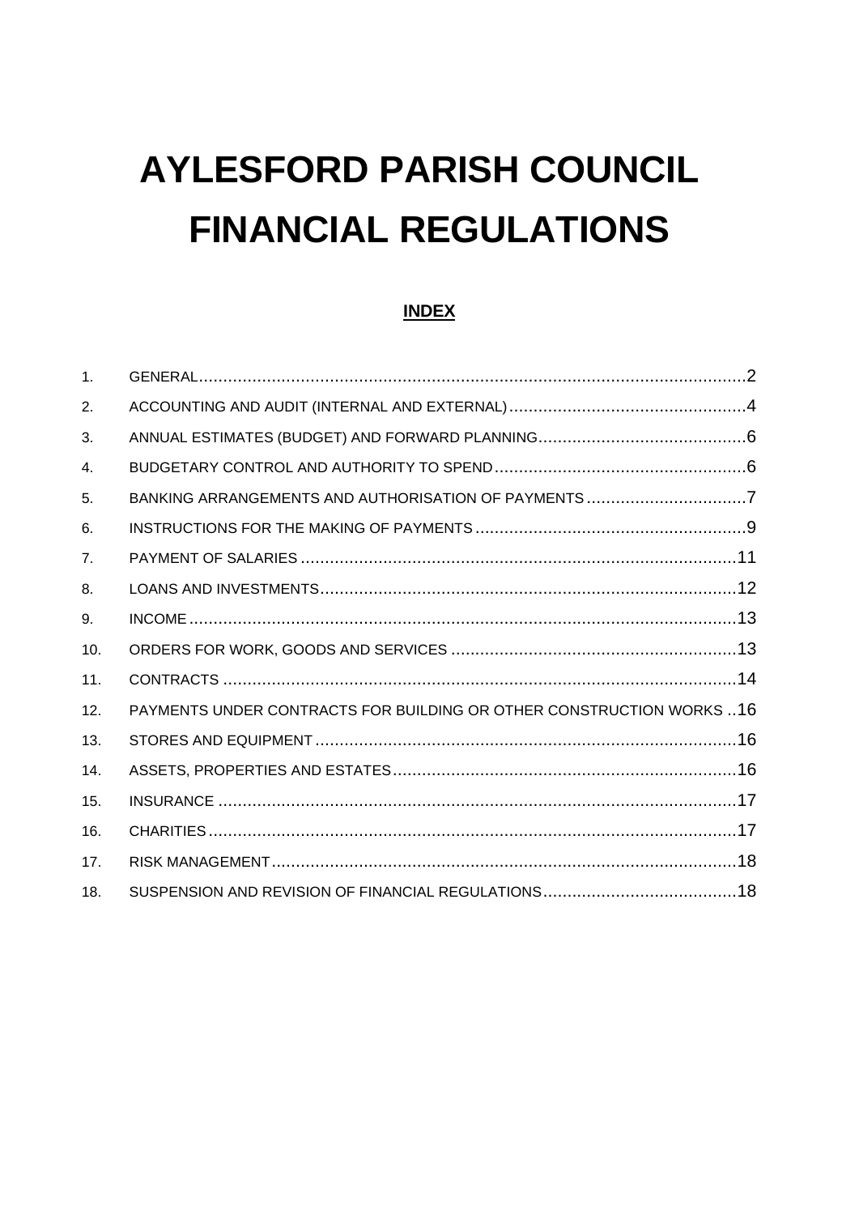# AYLESFORD PARISH COUNCIL FINANCIAL REGULATIONS

## INDEX

1. GENERAL ........................................................ 2
2. ACCOUNTING AND AUDIT (INTERNAL AND EXTERNAL) ........................................................ 4
3. ANNUAL ESTIMATES (BUDGET) AND FORWARD PLANNING ........................................................ 6
4. BUDGETARY CONTROL AND AUTHORITY TO SPEND ........................................................ 6
5. BANKING ARRANGEMENTS AND AUTHORISATION OF PAYMENTS ........................................................ 7
6. INSTRUCTIONS FOR THE MAKING OF PAYMENTS ........................................................ 9
7. PAYMENT OF SALARIES ........................................................ 11
8. LOANS AND INVESTMENTS ........................................................ 12
9. INCOME ........................................................ 13
10. ORDERS FOR WORK, GOODS AND SERVICES ........................................................ 13
11. CONTRACTS ........................................................ 14
12. PAYMENTS UNDER CONTRACTS FOR BUILDING OR OTHER CONSTRUCTION WORKS .. 16
13. STORES AND EQUIPMENT ........................................................ 16
14. ASSETS, PROPERTIES AND ESTATES ........................................................ 16
15. INSURANCE ........................................................ 17
16. CHARITIES ........................................................ 17
17. RISK MANAGEMENT ........................................................ 18
18. SUSPENSION AND REVISION OF FINANCIAL REGULATIONS ........................................................ 18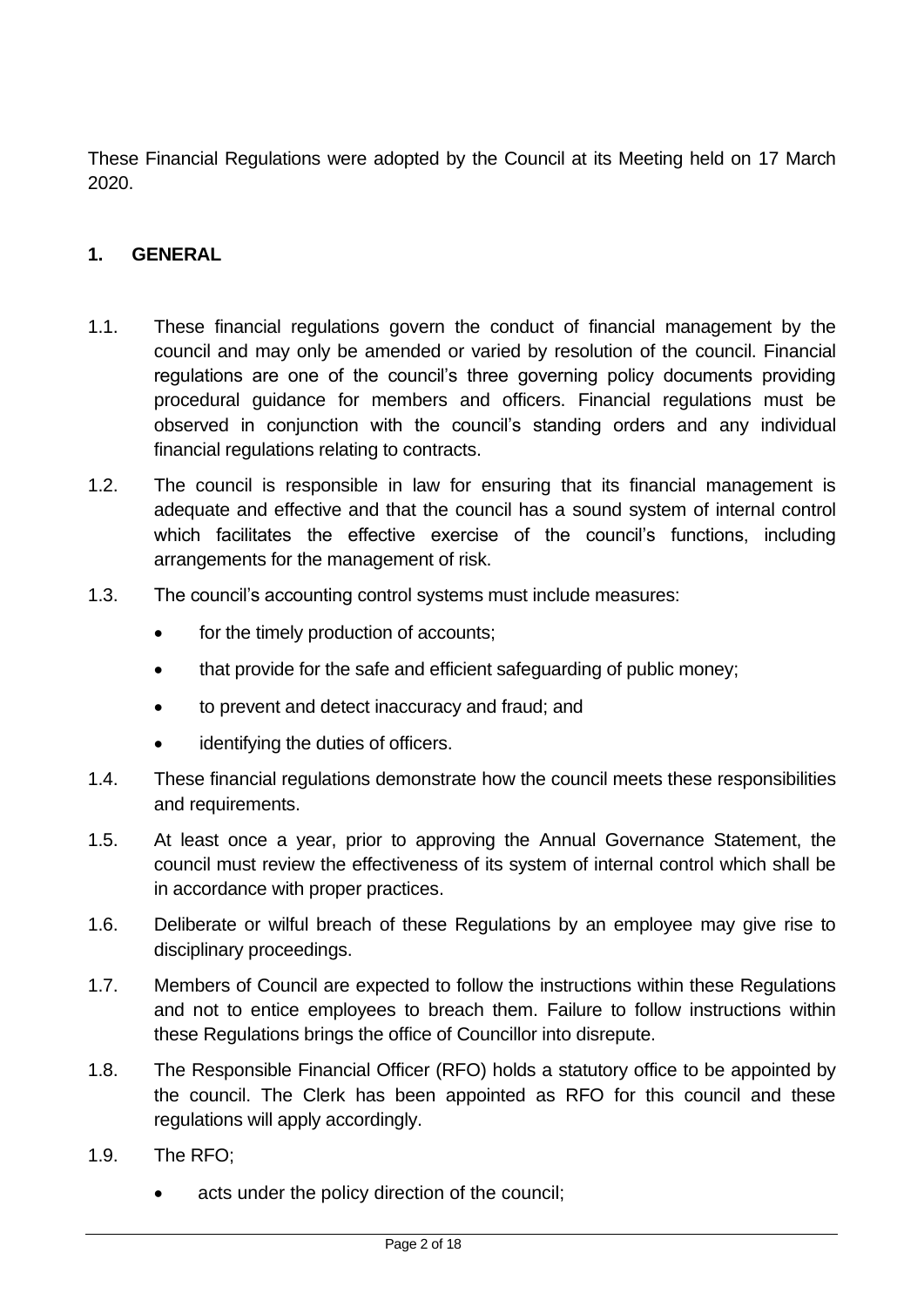These Financial Regulations were adopted by the Council at its Meeting held on 17 March 2020.

## 1. GENERAL

1.1. These financial regulations govern the conduct of financial management by the council and may only be amended or varied by resolution of the council. Financial regulations are one of the council's three governing policy documents providing procedural guidance for members and officers. Financial regulations must be observed in conjunction with the council's standing orders and any individual financial regulations relating to contracts.

1.2. The council is responsible in law for ensuring that its financial management is adequate and effective and that the council has a sound system of internal control which facilitates the effective exercise of the council's functions, including arrangements for the management of risk.

1.3. The council's accounting control systems must include measures:

- for the timely production of accounts;
- that provide for the safe and efficient safeguarding of public money;
- to prevent and detect inaccuracy and fraud; and
- identifying the duties of officers.

1.4. These financial regulations demonstrate how the council meets these responsibilities and requirements.

1.5. At least once a year, prior to approving the Annual Governance Statement, the council must review the effectiveness of its system of internal control which shall be in accordance with proper practices.

1.6. Deliberate or wilful breach of these Regulations by an employee may give rise to disciplinary proceedings.

1.7. Members of Council are expected to follow the instructions within these Regulations and not to entice employees to breach them. Failure to follow instructions within these Regulations brings the office of Councillor into disrepute.

1.8. The Responsible Financial Officer (RFO) holds a statutory office to be appointed by the council. The Clerk has been appointed as RFO for this council and these regulations will apply accordingly.

1.9. The RFO;

- acts under the policy direction of the council;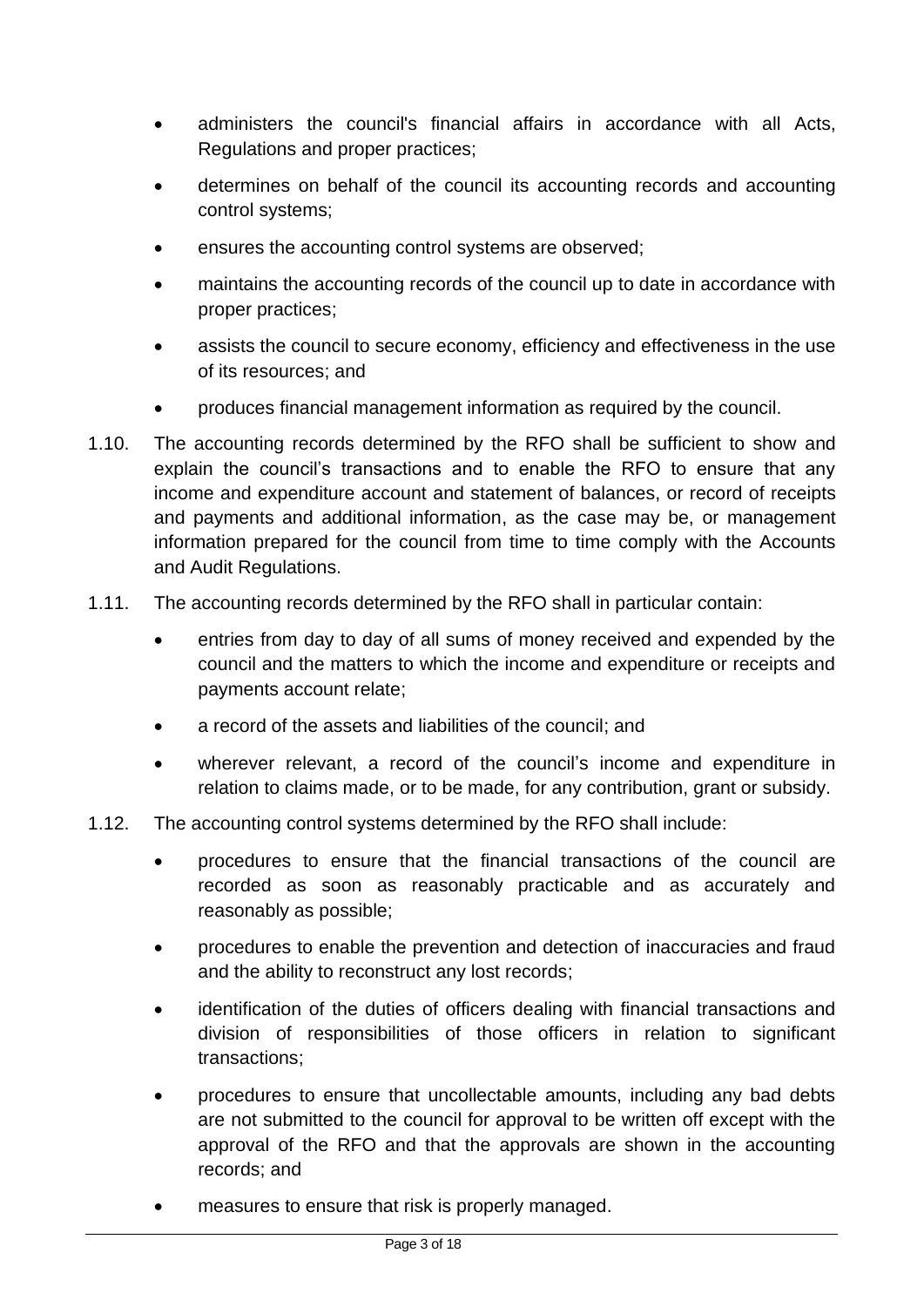- administers the council's financial affairs in accordance with all Acts, Regulations and proper practices;
- determines on behalf of the council its accounting records and accounting control systems;
- ensures the accounting control systems are observed;
- maintains the accounting records of the council up to date in accordance with proper practices;
- assists the council to secure economy, efficiency and effectiveness in the use of its resources; and
- produces financial management information as required by the council.

1.10. The accounting records determined by the RFO shall be sufficient to show and explain the council's transactions and to enable the RFO to ensure that any income and expenditure account and statement of balances, or record of receipts and payments and additional information, as the case may be, or management information prepared for the council from time to time comply with the Accounts and Audit Regulations.

1.11. The accounting records determined by the RFO shall in particular contain:

- entries from day to day of all sums of money received and expended by the council and the matters to which the income and expenditure or receipts and payments account relate;
- a record of the assets and liabilities of the council; and
- wherever relevant, a record of the council's income and expenditure in relation to claims made, or to be made, for any contribution, grant or subsidy.

1.12. The accounting control systems determined by the RFO shall include:

- procedures to ensure that the financial transactions of the council are recorded as soon as reasonably practicable and as accurately and reasonably as possible;
- procedures to enable the prevention and detection of inaccuracies and fraud and the ability to reconstruct any lost records;
- identification of the duties of officers dealing with financial transactions and division of responsibilities of those officers in relation to significant transactions;
- procedures to ensure that uncollectable amounts, including any bad debts are not submitted to the council for approval to be written off except with the approval of the RFO and that the approvals are shown in the accounting records; and
- measures to ensure that risk is properly managed.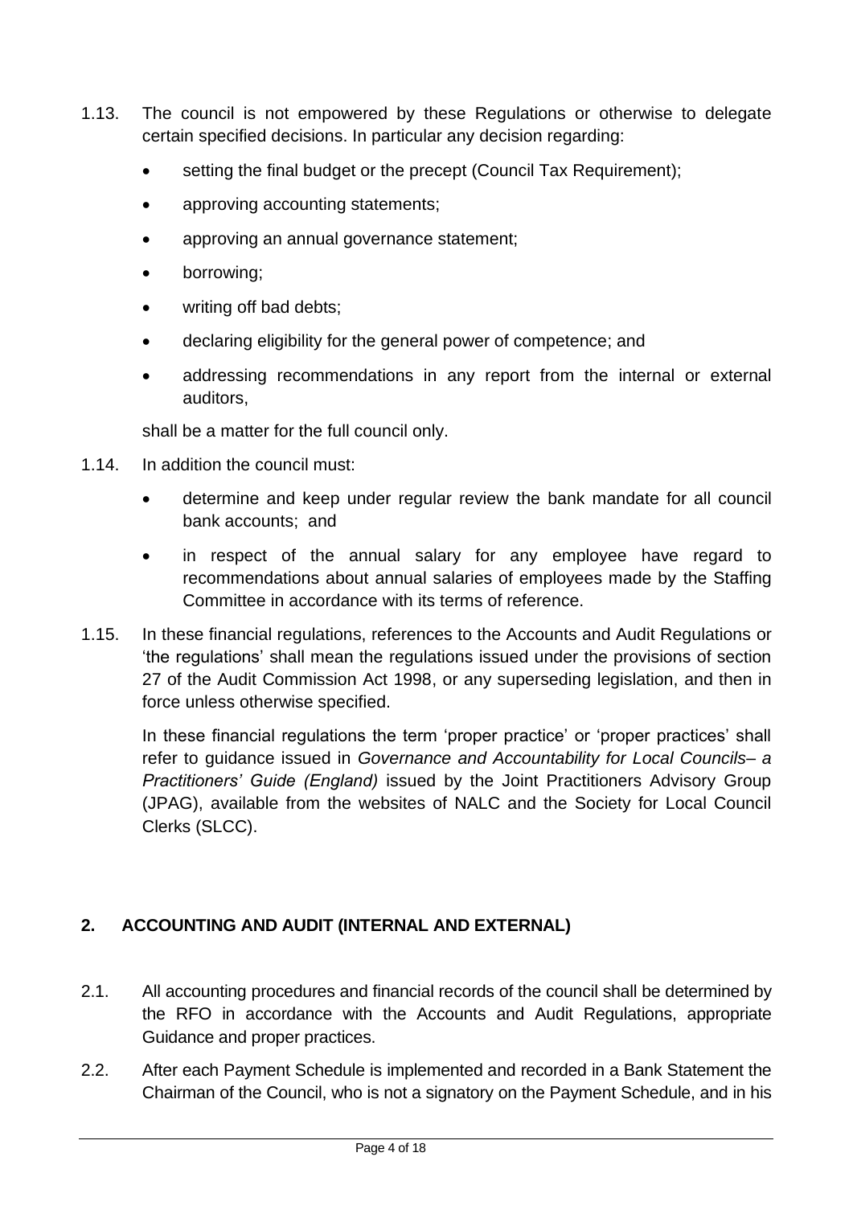1.13. The council is not empowered by these Regulations or otherwise to delegate certain specified decisions. In particular any decision regarding:

- setting the final budget or the precept (Council Tax Requirement);
- approving accounting statements;
- approving an annual governance statement;
- borrowing;
- writing off bad debts;
- declaring eligibility for the general power of competence; and
- addressing recommendations in any report from the internal or external auditors,

shall be a matter for the full council only.

1.14. In addition the council must:

- determine and keep under regular review the bank mandate for all council bank accounts; and
- in respect of the annual salary for any employee have regard to recommendations about annual salaries of employees made by the Staffing Committee in accordance with its terms of reference.

1.15. In these financial regulations, references to the Accounts and Audit Regulations or 'the regulations' shall mean the regulations issued under the provisions of section 27 of the Audit Commission Act 1998, or any superseding legislation, and then in force unless otherwise specified.

In these financial regulations the term 'proper practice' or 'proper practices' shall refer to guidance issued in *Governance and Accountability for Local Councils– a Practitioners' Guide (England)* issued by the Joint Practitioners Advisory Group (JPAG), available from the websites of NALC and the Society for Local Council Clerks (SLCC).

## 2. ACCOUNTING AND AUDIT (INTERNAL AND EXTERNAL)

2.1. All accounting procedures and financial records of the council shall be determined by the RFO in accordance with the Accounts and Audit Regulations, appropriate Guidance and proper practices.

2.2. After each Payment Schedule is implemented and recorded in a Bank Statement the Chairman of the Council, who is not a signatory on the Payment Schedule, and in his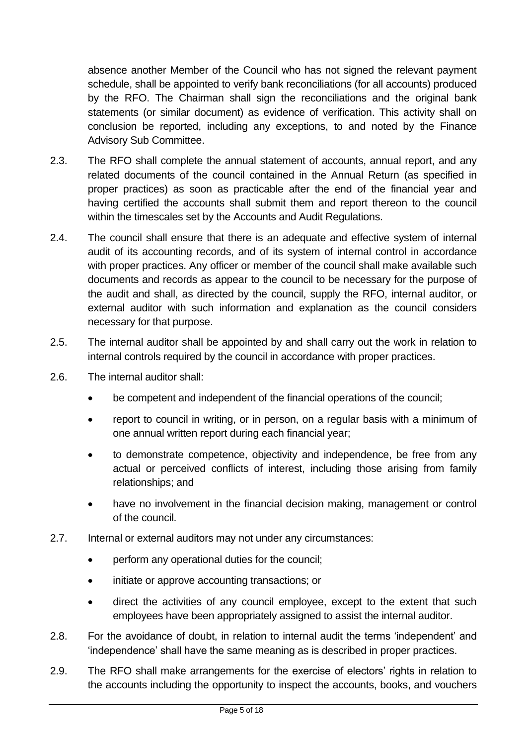absence another Member of the Council who has not signed the relevant payment schedule, shall be appointed to verify bank reconciliations (for all accounts) produced by the RFO. The Chairman shall sign the reconciliations and the original bank statements (or similar document) as evidence of verification. This activity shall on conclusion be reported, including any exceptions, to and noted by the Finance Advisory Sub Committee.

2.3. The RFO shall complete the annual statement of accounts, annual report, and any related documents of the council contained in the Annual Return (as specified in proper practices) as soon as practicable after the end of the financial year and having certified the accounts shall submit them and report thereon to the council within the timescales set by the Accounts and Audit Regulations.

2.4. The council shall ensure that there is an adequate and effective system of internal audit of its accounting records, and of its system of internal control in accordance with proper practices. Any officer or member of the council shall make available such documents and records as appear to the council to be necessary for the purpose of the audit and shall, as directed by the council, supply the RFO, internal auditor, or external auditor with such information and explanation as the council considers necessary for that purpose.

2.5. The internal auditor shall be appointed by and shall carry out the work in relation to internal controls required by the council in accordance with proper practices.

2.6. The internal auditor shall:

- be competent and independent of the financial operations of the council;
- report to council in writing, or in person, on a regular basis with a minimum of one annual written report during each financial year;
- to demonstrate competence, objectivity and independence, be free from any actual or perceived conflicts of interest, including those arising from family relationships; and
- have no involvement in the financial decision making, management or control of the council.

2.7. Internal or external auditors may not under any circumstances:

- perform any operational duties for the council;
- initiate or approve accounting transactions; or
- direct the activities of any council employee, except to the extent that such employees have been appropriately assigned to assist the internal auditor.

2.8. For the avoidance of doubt, in relation to internal audit the terms 'independent' and 'independence' shall have the same meaning as is described in proper practices.

2.9. The RFO shall make arrangements for the exercise of electors' rights in relation to the accounts including the opportunity to inspect the accounts, books, and vouchers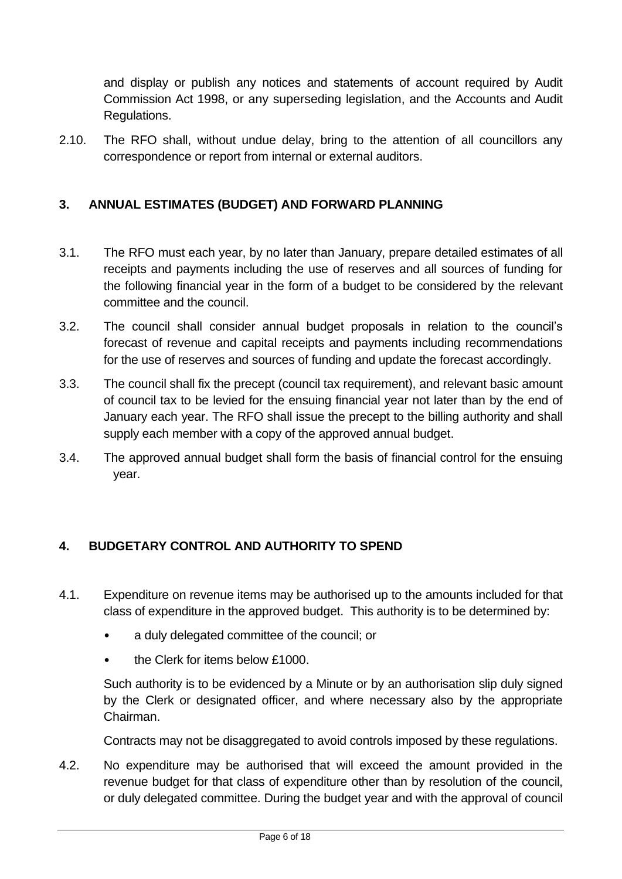and display or publish any notices and statements of account required by Audit Commission Act 1998, or any superseding legislation, and the Accounts and Audit Regulations.

2.10. The RFO shall, without undue delay, bring to the attention of all councillors any correspondence or report from internal or external auditors.

## 3. ANNUAL ESTIMATES (BUDGET) AND FORWARD PLANNING

3.1. The RFO must each year, by no later than January, prepare detailed estimates of all receipts and payments including the use of reserves and all sources of funding for the following financial year in the form of a budget to be considered by the relevant committee and the council.

3.2. The council shall consider annual budget proposals in relation to the council's forecast of revenue and capital receipts and payments including recommendations for the use of reserves and sources of funding and update the forecast accordingly.

3.3. The council shall fix the precept (council tax requirement), and relevant basic amount of council tax to be levied for the ensuing financial year not later than by the end of January each year. The RFO shall issue the precept to the billing authority and shall supply each member with a copy of the approved annual budget.

3.4. The approved annual budget shall form the basis of financial control for the ensuing year.

## 4. BUDGETARY CONTROL AND AUTHORITY TO SPEND

4.1. Expenditure on revenue items may be authorised up to the amounts included for that class of expenditure in the approved budget. This authority is to be determined by:

- a duly delegated committee of the council; or
- the Clerk for items below £1000.

Such authority is to be evidenced by a Minute or by an authorisation slip duly signed by the Clerk or designated officer, and where necessary also by the appropriate Chairman.

Contracts may not be disaggregated to avoid controls imposed by these regulations.

4.2. No expenditure may be authorised that will exceed the amount provided in the revenue budget for that class of expenditure other than by resolution of the council, or duly delegated committee. During the budget year and with the approval of council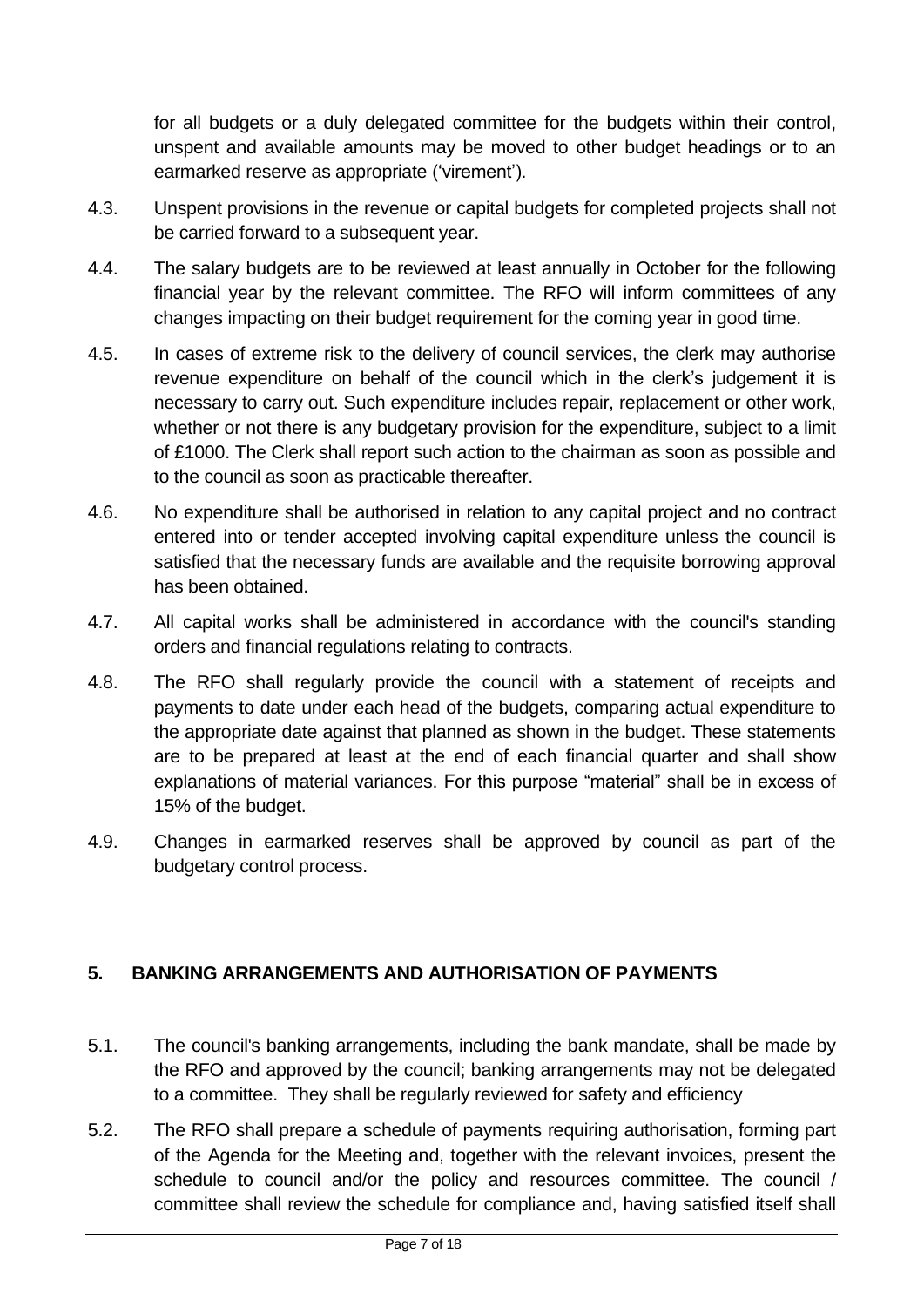for all budgets or a duly delegated committee for the budgets within their control, unspent and available amounts may be moved to other budget headings or to an earmarked reserve as appropriate ('virement').

4.3. Unspent provisions in the revenue or capital budgets for completed projects shall not be carried forward to a subsequent year.

4.4. The salary budgets are to be reviewed at least annually in October for the following financial year by the relevant committee. The RFO will inform committees of any changes impacting on their budget requirement for the coming year in good time.

4.5. In cases of extreme risk to the delivery of council services, the clerk may authorise revenue expenditure on behalf of the council which in the clerk's judgement it is necessary to carry out. Such expenditure includes repair, replacement or other work, whether or not there is any budgetary provision for the expenditure, subject to a limit of £1000. The Clerk shall report such action to the chairman as soon as possible and to the council as soon as practicable thereafter.

4.6. No expenditure shall be authorised in relation to any capital project and no contract entered into or tender accepted involving capital expenditure unless the council is satisfied that the necessary funds are available and the requisite borrowing approval has been obtained.

4.7. All capital works shall be administered in accordance with the council's standing orders and financial regulations relating to contracts.

4.8. The RFO shall regularly provide the council with a statement of receipts and payments to date under each head of the budgets, comparing actual expenditure to the appropriate date against that planned as shown in the budget. These statements are to be prepared at least at the end of each financial quarter and shall show explanations of material variances. For this purpose "material" shall be in excess of 15% of the budget.

4.9. Changes in earmarked reserves shall be approved by council as part of the budgetary control process.

## 5. BANKING ARRANGEMENTS AND AUTHORISATION OF PAYMENTS

5.1. The council's banking arrangements, including the bank mandate, shall be made by the RFO and approved by the council; banking arrangements may not be delegated to a committee. They shall be regularly reviewed for safety and efficiency

5.2. The RFO shall prepare a schedule of payments requiring authorisation, forming part of the Agenda for the Meeting and, together with the relevant invoices, present the schedule to council and/or the policy and resources committee. The council / committee shall review the schedule for compliance and, having satisfied itself shall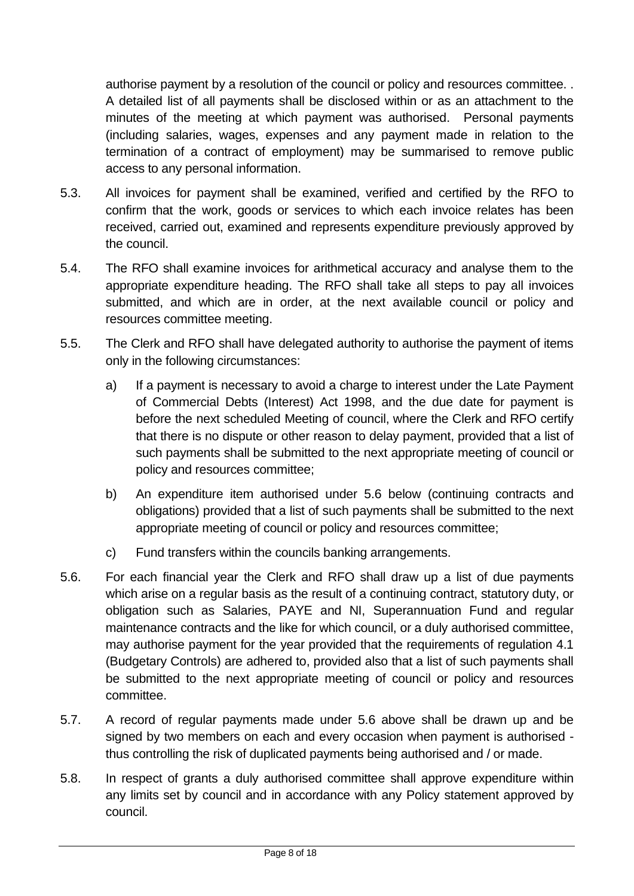authorise payment by a resolution of the council or policy and resources committee. . A detailed list of all payments shall be disclosed within or as an attachment to the minutes of the meeting at which payment was authorised. Personal payments (including salaries, wages, expenses and any payment made in relation to the termination of a contract of employment) may be summarised to remove public access to any personal information.

5.3. All invoices for payment shall be examined, verified and certified by the RFO to confirm that the work, goods or services to which each invoice relates has been received, carried out, examined and represents expenditure previously approved by the council.

5.4. The RFO shall examine invoices for arithmetical accuracy and analyse them to the appropriate expenditure heading. The RFO shall take all steps to pay all invoices submitted, and which are in order, at the next available council or policy and resources committee meeting.

5.5. The Clerk and RFO shall have delegated authority to authorise the payment of items only in the following circumstances:

a) If a payment is necessary to avoid a charge to interest under the Late Payment of Commercial Debts (Interest) Act 1998, and the due date for payment is before the next scheduled Meeting of council, where the Clerk and RFO certify that there is no dispute or other reason to delay payment, provided that a list of such payments shall be submitted to the next appropriate meeting of council or policy and resources committee;

b) An expenditure item authorised under 5.6 below (continuing contracts and obligations) provided that a list of such payments shall be submitted to the next appropriate meeting of council or policy and resources committee;

c) Fund transfers within the councils banking arrangements.

5.6. For each financial year the Clerk and RFO shall draw up a list of due payments which arise on a regular basis as the result of a continuing contract, statutory duty, or obligation such as Salaries, PAYE and NI, Superannuation Fund and regular maintenance contracts and the like for which council, or a duly authorised committee, may authorise payment for the year provided that the requirements of regulation 4.1 (Budgetary Controls) are adhered to, provided also that a list of such payments shall be submitted to the next appropriate meeting of council or policy and resources committee.

5.7. A record of regular payments made under 5.6 above shall be drawn up and be signed by two members on each and every occasion when payment is authorised - thus controlling the risk of duplicated payments being authorised and / or made.

5.8. In respect of grants a duly authorised committee shall approve expenditure within any limits set by council and in accordance with any Policy statement approved by council.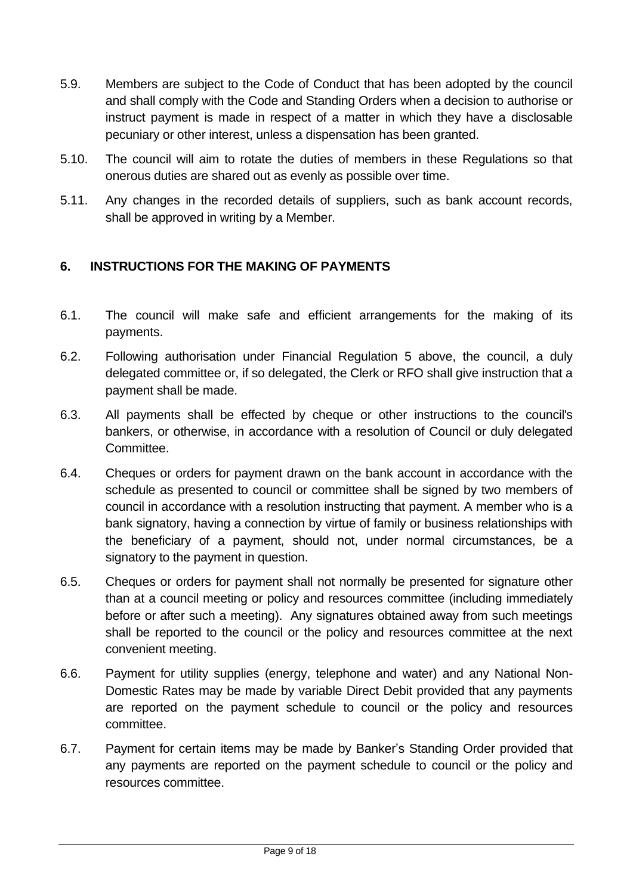5.9. Members are subject to the Code of Conduct that has been adopted by the council and shall comply with the Code and Standing Orders when a decision to authorise or instruct payment is made in respect of a matter in which they have a disclosable pecuniary or other interest, unless a dispensation has been granted.

5.10. The council will aim to rotate the duties of members in these Regulations so that onerous duties are shared out as evenly as possible over time.

5.11. Any changes in the recorded details of suppliers, such as bank account records, shall be approved in writing by a Member.

## 6. INSTRUCTIONS FOR THE MAKING OF PAYMENTS

6.1. The council will make safe and efficient arrangements for the making of its payments.

6.2. Following authorisation under Financial Regulation 5 above, the council, a duly delegated committee or, if so delegated, the Clerk or RFO shall give instruction that a payment shall be made.

6.3. All payments shall be effected by cheque or other instructions to the council's bankers, or otherwise, in accordance with a resolution of Council or duly delegated Committee.

6.4. Cheques or orders for payment drawn on the bank account in accordance with the schedule as presented to council or committee shall be signed by two members of council in accordance with a resolution instructing that payment. A member who is a bank signatory, having a connection by virtue of family or business relationships with the beneficiary of a payment, should not, under normal circumstances, be a signatory to the payment in question.

6.5. Cheques or orders for payment shall not normally be presented for signature other than at a council meeting or policy and resources committee (including immediately before or after such a meeting). Any signatures obtained away from such meetings shall be reported to the council or the policy and resources committee at the next convenient meeting.

6.6. Payment for utility supplies (energy, telephone and water) and any National Non-Domestic Rates may be made by variable Direct Debit provided that any payments are reported on the payment schedule to council or the policy and resources committee.

6.7. Payment for certain items may be made by Banker's Standing Order provided that any payments are reported on the payment schedule to council or the policy and resources committee.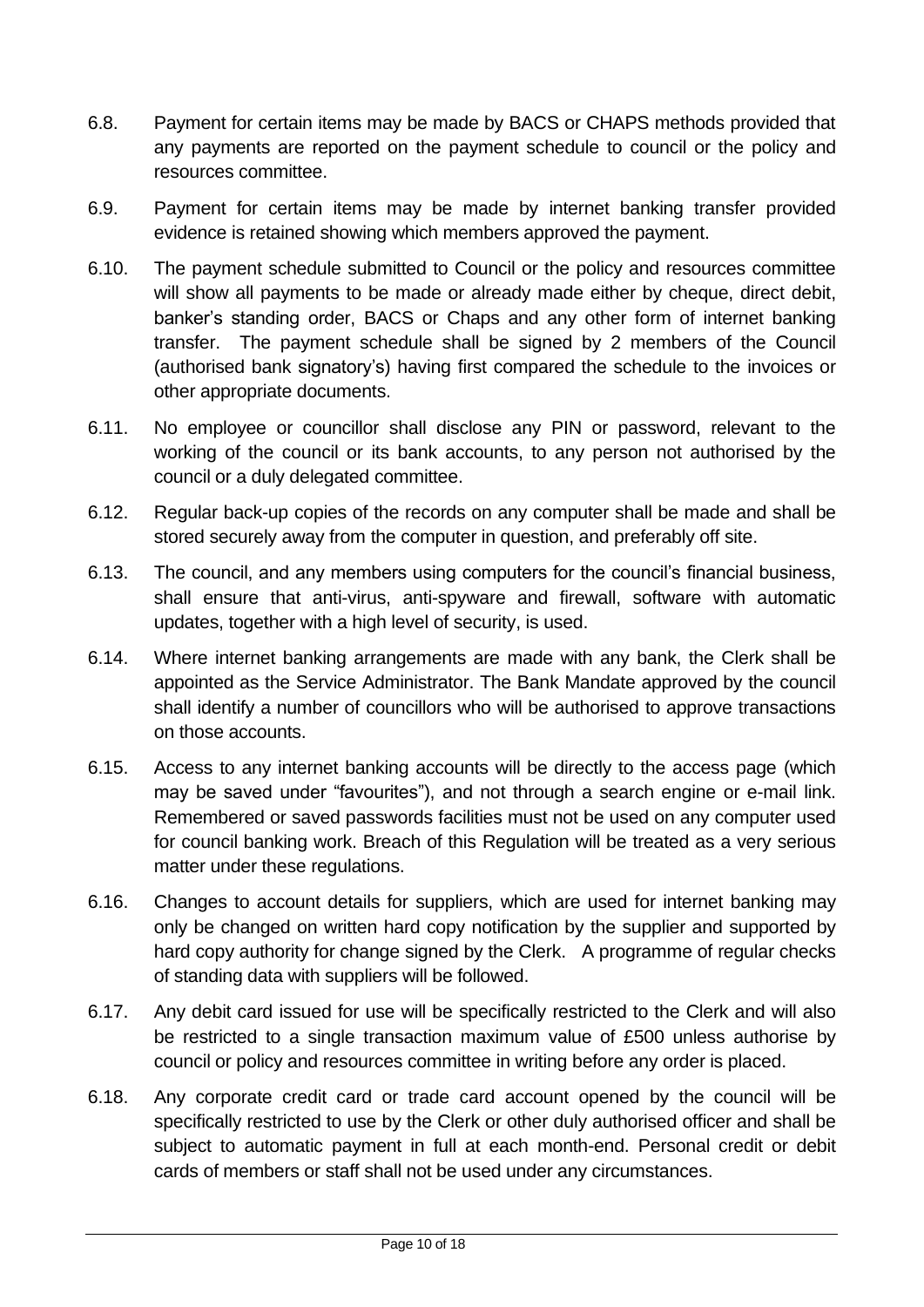6.8. Payment for certain items may be made by BACS or CHAPS methods provided that any payments are reported on the payment schedule to council or the policy and resources committee.

6.9. Payment for certain items may be made by internet banking transfer provided evidence is retained showing which members approved the payment.

6.10. The payment schedule submitted to Council or the policy and resources committee will show all payments to be made or already made either by cheque, direct debit, banker's standing order, BACS or Chaps and any other form of internet banking transfer. The payment schedule shall be signed by 2 members of the Council (authorised bank signatory's) having first compared the schedule to the invoices or other appropriate documents.

6.11. No employee or councillor shall disclose any PIN or password, relevant to the working of the council or its bank accounts, to any person not authorised by the council or a duly delegated committee.

6.12. Regular back-up copies of the records on any computer shall be made and shall be stored securely away from the computer in question, and preferably off site.

6.13. The council, and any members using computers for the council's financial business, shall ensure that anti-virus, anti-spyware and firewall, software with automatic updates, together with a high level of security, is used.

6.14. Where internet banking arrangements are made with any bank, the Clerk shall be appointed as the Service Administrator. The Bank Mandate approved by the council shall identify a number of councillors who will be authorised to approve transactions on those accounts.

6.15. Access to any internet banking accounts will be directly to the access page (which may be saved under "favourites"), and not through a search engine or e-mail link. Remembered or saved passwords facilities must not be used on any computer used for council banking work. Breach of this Regulation will be treated as a very serious matter under these regulations.

6.16. Changes to account details for suppliers, which are used for internet banking may only be changed on written hard copy notification by the supplier and supported by hard copy authority for change signed by the Clerk. A programme of regular checks of standing data with suppliers will be followed.

6.17. Any debit card issued for use will be specifically restricted to the Clerk and will also be restricted to a single transaction maximum value of £500 unless authorise by council or policy and resources committee in writing before any order is placed.

6.18. Any corporate credit card or trade card account opened by the council will be specifically restricted to use by the Clerk or other duly authorised officer and shall be subject to automatic payment in full at each month-end. Personal credit or debit cards of members or staff shall not be used under any circumstances.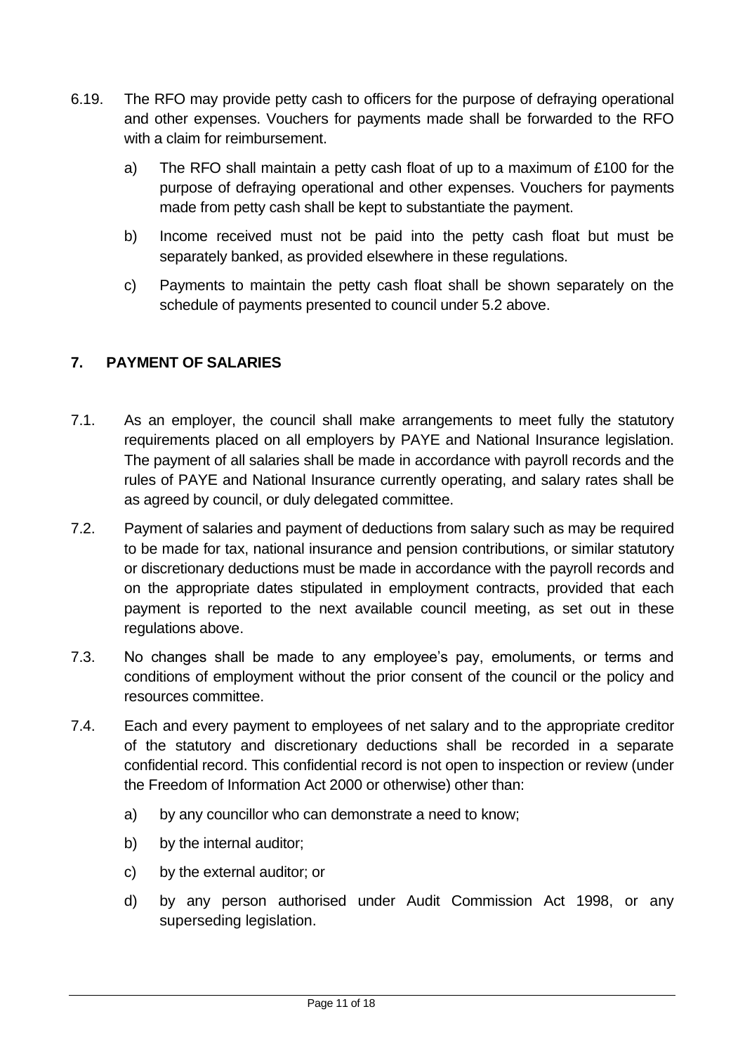6.19. The RFO may provide petty cash to officers for the purpose of defraying operational and other expenses. Vouchers for payments made shall be forwarded to the RFO with a claim for reimbursement.

   a) The RFO shall maintain a petty cash float of up to a maximum of £100 for the purpose of defraying operational and other expenses. Vouchers for payments made from petty cash shall be kept to substantiate the payment.

   b) Income received must not be paid into the petty cash float but must be separately banked, as provided elsewhere in these regulations.

   c) Payments to maintain the petty cash float shall be shown separately on the schedule of payments presented to council under 5.2 above.

## 7. PAYMENT OF SALARIES

7.1. As an employer, the council shall make arrangements to meet fully the statutory requirements placed on all employers by PAYE and National Insurance legislation. The payment of all salaries shall be made in accordance with payroll records and the rules of PAYE and National Insurance currently operating, and salary rates shall be as agreed by council, or duly delegated committee.

7.2. Payment of salaries and payment of deductions from salary such as may be required to be made for tax, national insurance and pension contributions, or similar statutory or discretionary deductions must be made in accordance with the payroll records and on the appropriate dates stipulated in employment contracts, provided that each payment is reported to the next available council meeting, as set out in these regulations above.

7.3. No changes shall be made to any employee's pay, emoluments, or terms and conditions of employment without the prior consent of the council or the policy and resources committee.

7.4. Each and every payment to employees of net salary and to the appropriate creditor of the statutory and discretionary deductions shall be recorded in a separate confidential record. This confidential record is not open to inspection or review (under the Freedom of Information Act 2000 or otherwise) other than:

   a) by any councillor who can demonstrate a need to know;

   b) by the internal auditor;

   c) by the external auditor; or

   d) by any person authorised under Audit Commission Act 1998, or any superseding legislation.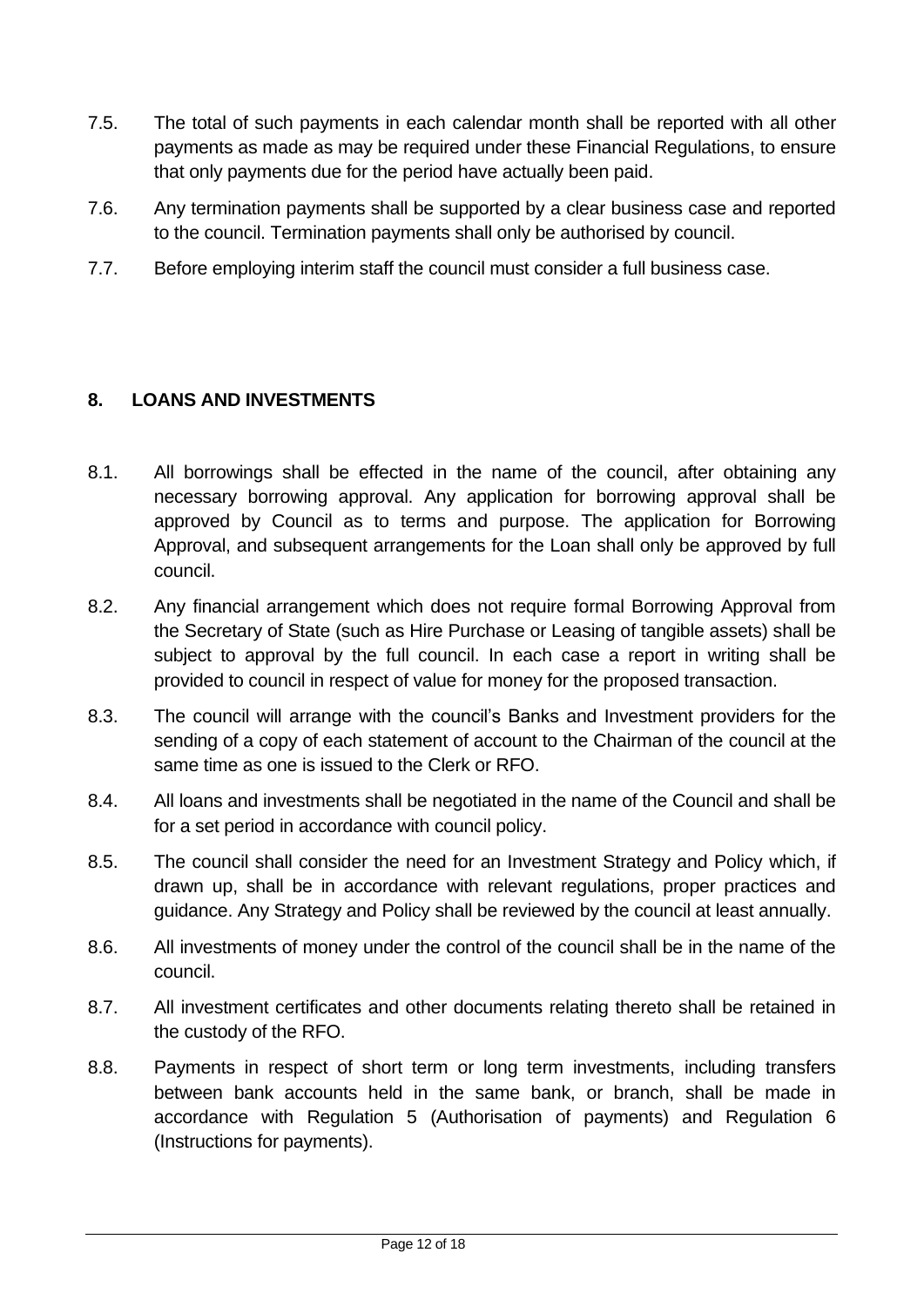7.5. The total of such payments in each calendar month shall be reported with all other payments as made as may be required under these Financial Regulations, to ensure that only payments due for the period have actually been paid.

7.6. Any termination payments shall be supported by a clear business case and reported to the council. Termination payments shall only be authorised by council.

7.7. Before employing interim staff the council must consider a full business case.

## 8. LOANS AND INVESTMENTS

8.1. All borrowings shall be effected in the name of the council, after obtaining any necessary borrowing approval. Any application for borrowing approval shall be approved by Council as to terms and purpose. The application for Borrowing Approval, and subsequent arrangements for the Loan shall only be approved by full council.

8.2. Any financial arrangement which does not require formal Borrowing Approval from the Secretary of State (such as Hire Purchase or Leasing of tangible assets) shall be subject to approval by the full council. In each case a report in writing shall be provided to council in respect of value for money for the proposed transaction.

8.3. The council will arrange with the council's Banks and Investment providers for the sending of a copy of each statement of account to the Chairman of the council at the same time as one is issued to the Clerk or RFO.

8.4. All loans and investments shall be negotiated in the name of the Council and shall be for a set period in accordance with council policy.

8.5. The council shall consider the need for an Investment Strategy and Policy which, if drawn up, shall be in accordance with relevant regulations, proper practices and guidance. Any Strategy and Policy shall be reviewed by the council at least annually.

8.6. All investments of money under the control of the council shall be in the name of the council.

8.7. All investment certificates and other documents relating thereto shall be retained in the custody of the RFO.

8.8. Payments in respect of short term or long term investments, including transfers between bank accounts held in the same bank, or branch, shall be made in accordance with Regulation 5 (Authorisation of payments) and Regulation 6 (Instructions for payments).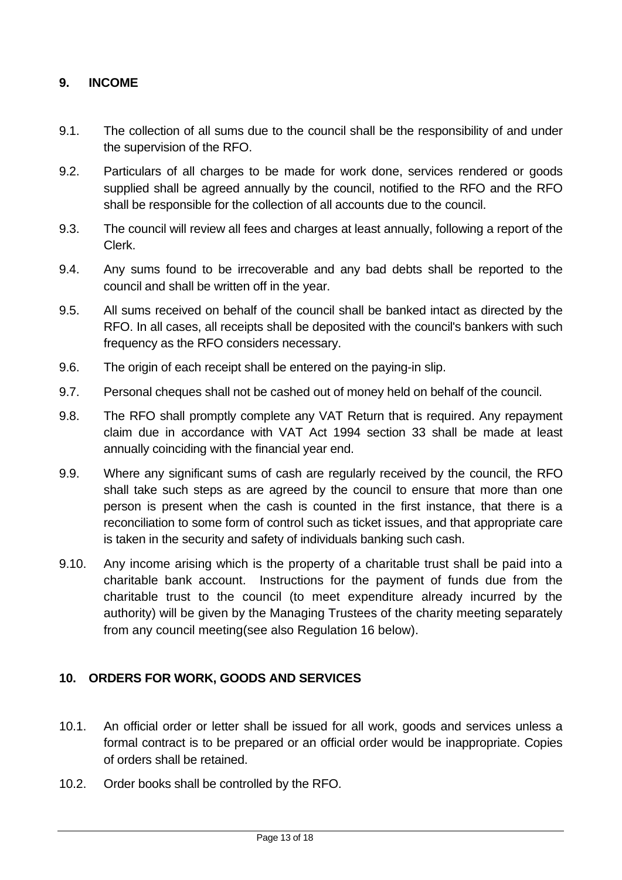## 9. INCOME

9.1. The collection of all sums due to the council shall be the responsibility of and under the supervision of the RFO.

9.2. Particulars of all charges to be made for work done, services rendered or goods supplied shall be agreed annually by the council, notified to the RFO and the RFO shall be responsible for the collection of all accounts due to the council.

9.3. The council will review all fees and charges at least annually, following a report of the Clerk.

9.4. Any sums found to be irrecoverable and any bad debts shall be reported to the council and shall be written off in the year.

9.5. All sums received on behalf of the council shall be banked intact as directed by the RFO. In all cases, all receipts shall be deposited with the council's bankers with such frequency as the RFO considers necessary.

9.6. The origin of each receipt shall be entered on the paying-in slip.

9.7. Personal cheques shall not be cashed out of money held on behalf of the council.

9.8. The RFO shall promptly complete any VAT Return that is required. Any repayment claim due in accordance with VAT Act 1994 section 33 shall be made at least annually coinciding with the financial year end.

9.9. Where any significant sums of cash are regularly received by the council, the RFO shall take such steps as are agreed by the council to ensure that more than one person is present when the cash is counted in the first instance, that there is a reconciliation to some form of control such as ticket issues, and that appropriate care is taken in the security and safety of individuals banking such cash.

9.10. Any income arising which is the property of a charitable trust shall be paid into a charitable bank account. Instructions for the payment of funds due from the charitable trust to the council (to meet expenditure already incurred by the authority) will be given by the Managing Trustees of the charity meeting separately from any council meeting(see also Regulation 16 below).

## 10. ORDERS FOR WORK, GOODS AND SERVICES

10.1. An official order or letter shall be issued for all work, goods and services unless a formal contract is to be prepared or an official order would be inappropriate. Copies of orders shall be retained.

10.2. Order books shall be controlled by the RFO.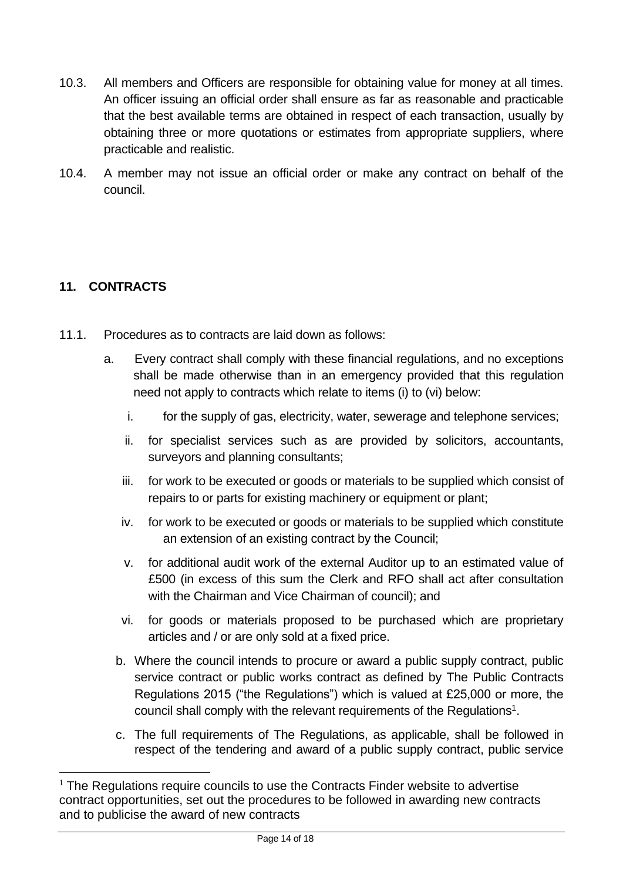10.3. All members and Officers are responsible for obtaining value for money at all times. An officer issuing an official order shall ensure as far as reasonable and practicable that the best available terms are obtained in respect of each transaction, usually by obtaining three or more quotations or estimates from appropriate suppliers, where practicable and realistic.

10.4. A member may not issue an official order or make any contract on behalf of the council.

## 11. CONTRACTS

11.1. Procedures as to contracts are laid down as follows:

a. Every contract shall comply with these financial regulations, and no exceptions shall be made otherwise than in an emergency provided that this regulation need not apply to contracts which relate to items (i) to (vi) below:

   i. for the supply of gas, electricity, water, sewerage and telephone services;

   ii. for specialist services such as are provided by solicitors, accountants, surveyors and planning consultants;

   iii. for work to be executed or goods or materials to be supplied which consist of repairs to or parts for existing machinery or equipment or plant;

   iv. for work to be executed or goods or materials to be supplied which constitute an extension of an existing contract by the Council;

   v. for additional audit work of the external Auditor up to an estimated value of £500 (in excess of this sum the Clerk and RFO shall act after consultation with the Chairman and Vice Chairman of council); and

   vi. for goods or materials proposed to be purchased which are proprietary articles and / or are only sold at a fixed price.

b. Where the council intends to procure or award a public supply contract, public service contract or public works contract as defined by The Public Contracts Regulations 2015 ("the Regulations") which is valued at £25,000 or more, the council shall comply with the relevant requirements of the Regulations[1].

c. The full requirements of The Regulations, as applicable, shall be followed in respect of the tendering and award of a public supply contract, public service

[1] The Regulations require councils to use the Contracts Finder website to advertise contract opportunities, set out the procedures to be followed in awarding new contracts and to publicise the award of new contracts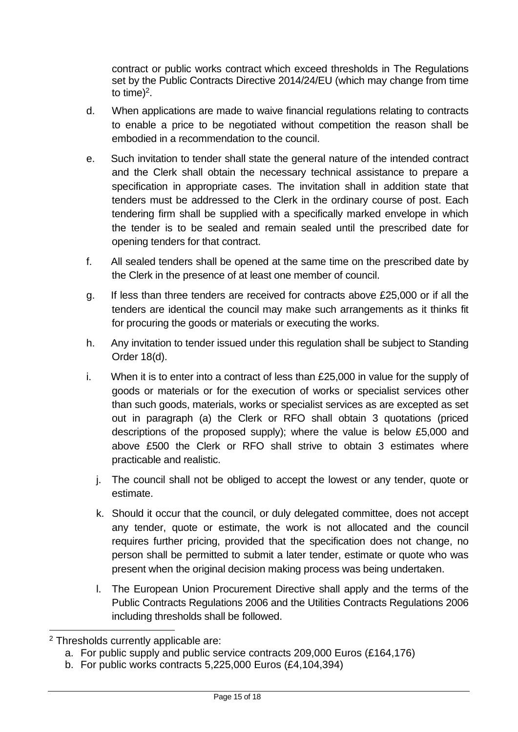contract or public works contract which exceed thresholds in The Regulations set by the Public Contracts Directive 2014/24/EU (which may change from time to time)[2].

d. When applications are made to waive financial regulations relating to contracts to enable a price to be negotiated without competition the reason shall be embodied in a recommendation to the council.

e. Such invitation to tender shall state the general nature of the intended contract and the Clerk shall obtain the necessary technical assistance to prepare a specification in appropriate cases. The invitation shall in addition state that tenders must be addressed to the Clerk in the ordinary course of post. Each tendering firm shall be supplied with a specifically marked envelope in which the tender is to be sealed and remain sealed until the prescribed date for opening tenders for that contract.

f. All sealed tenders shall be opened at the same time on the prescribed date by the Clerk in the presence of at least one member of council.

g. If less than three tenders are received for contracts above £25,000 or if all the tenders are identical the council may make such arrangements as it thinks fit for procuring the goods or materials or executing the works.

h. Any invitation to tender issued under this regulation shall be subject to Standing Order 18(d).

i. When it is to enter into a contract of less than £25,000 in value for the supply of goods or materials or for the execution of works or specialist services other than such goods, materials, works or specialist services as are excepted as set out in paragraph (a) the Clerk or RFO shall obtain 3 quotations (priced descriptions of the proposed supply); where the value is below £5,000 and above £500 the Clerk or RFO shall strive to obtain 3 estimates where practicable and realistic.

j. The council shall not be obliged to accept the lowest or any tender, quote or estimate.

k. Should it occur that the council, or duly delegated committee, does not accept any tender, quote or estimate, the work is not allocated and the council requires further pricing, provided that the specification does not change, no person shall be permitted to submit a later tender, estimate or quote who was present when the original decision making process was being undertaken.

l. The European Union Procurement Directive shall apply and the terms of the Public Contracts Regulations 2006 and the Utilities Contracts Regulations 2006 including thresholds shall be followed.

---

[2] Thresholds currently applicable are:

a. For public supply and public service contracts 209,000 Euros (£164,176)
b. For public works contracts 5,225,000 Euros (£4,104,394)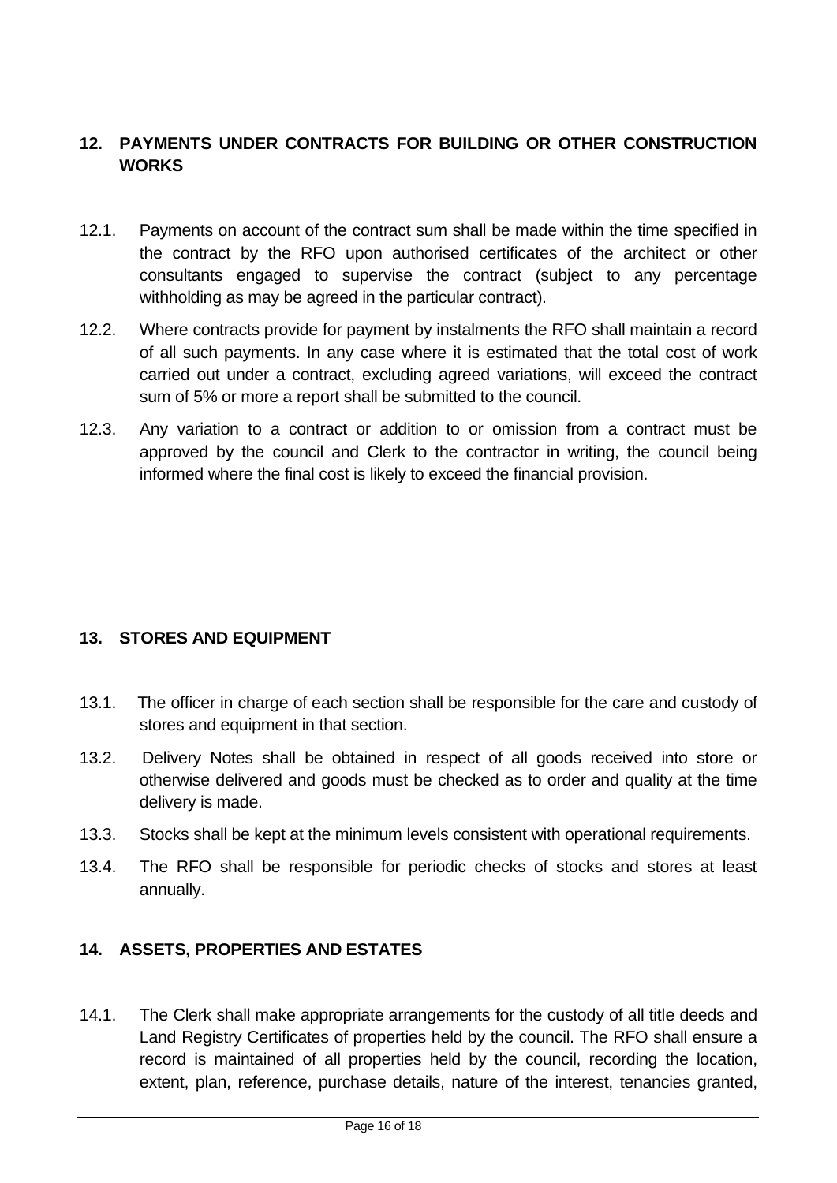## 12. PAYMENTS UNDER CONTRACTS FOR BUILDING OR OTHER CONSTRUCTION WORKS

12.1. Payments on account of the contract sum shall be made within the time specified in the contract by the RFO upon authorised certificates of the architect or other consultants engaged to supervise the contract (subject to any percentage withholding as may be agreed in the particular contract).

12.2. Where contracts provide for payment by instalments the RFO shall maintain a record of all such payments. In any case where it is estimated that the total cost of work carried out under a contract, excluding agreed variations, will exceed the contract sum of 5% or more a report shall be submitted to the council.

12.3. Any variation to a contract or addition to or omission from a contract must be approved by the council and Clerk to the contractor in writing, the council being informed where the final cost is likely to exceed the financial provision.

## 13. STORES AND EQUIPMENT

13.1. The officer in charge of each section shall be responsible for the care and custody of stores and equipment in that section.

13.2. Delivery Notes shall be obtained in respect of all goods received into store or otherwise delivered and goods must be checked as to order and quality at the time delivery is made.

13.3. Stocks shall be kept at the minimum levels consistent with operational requirements.

13.4. The RFO shall be responsible for periodic checks of stocks and stores at least annually.

## 14. ASSETS, PROPERTIES AND ESTATES

14.1. The Clerk shall make appropriate arrangements for the custody of all title deeds and Land Registry Certificates of properties held by the council. The RFO shall ensure a record is maintained of all properties held by the council, recording the location, extent, plan, reference, purchase details, nature of the interest, tenancies granted,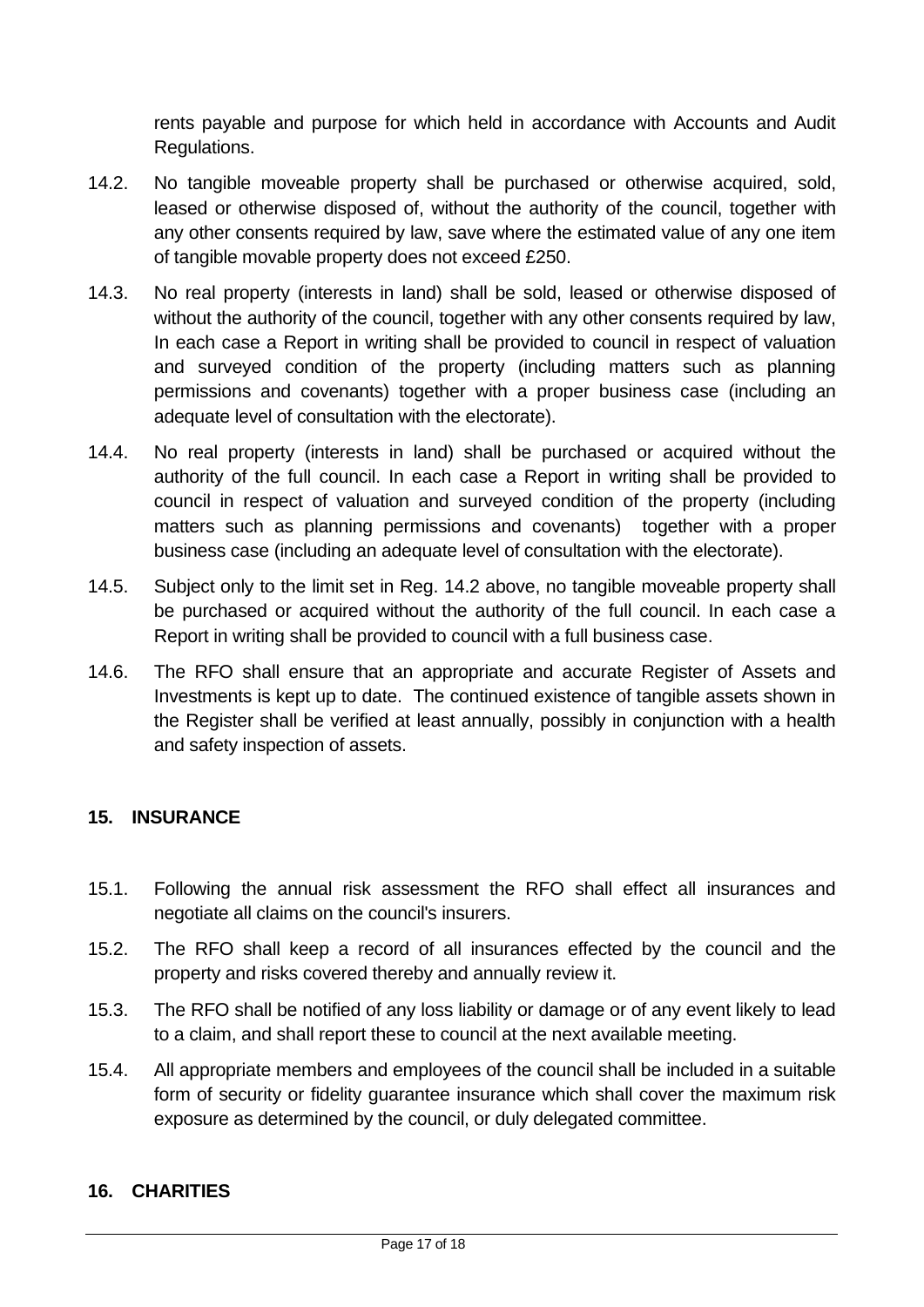rents payable and purpose for which held in accordance with Accounts and Audit Regulations.

14.2. No tangible moveable property shall be purchased or otherwise acquired, sold, leased or otherwise disposed of, without the authority of the council, together with any other consents required by law, save where the estimated value of any one item of tangible movable property does not exceed £250.

14.3. No real property (interests in land) shall be sold, leased or otherwise disposed of without the authority of the council, together with any other consents required by law, In each case a Report in writing shall be provided to council in respect of valuation and surveyed condition of the property (including matters such as planning permissions and covenants) together with a proper business case (including an adequate level of consultation with the electorate).

14.4. No real property (interests in land) shall be purchased or acquired without the authority of the full council. In each case a Report in writing shall be provided to council in respect of valuation and surveyed condition of the property (including matters such as planning permissions and covenants) together with a proper business case (including an adequate level of consultation with the electorate).

14.5. Subject only to the limit set in Reg. 14.2 above, no tangible moveable property shall be purchased or acquired without the authority of the full council. In each case a Report in writing shall be provided to council with a full business case.

14.6. The RFO shall ensure that an appropriate and accurate Register of Assets and Investments is kept up to date. The continued existence of tangible assets shown in the Register shall be verified at least annually, possibly in conjunction with a health and safety inspection of assets.

## 15. INSURANCE

15.1. Following the annual risk assessment the RFO shall effect all insurances and negotiate all claims on the council's insurers.

15.2. The RFO shall keep a record of all insurances effected by the council and the property and risks covered thereby and annually review it.

15.3. The RFO shall be notified of any loss liability or damage or of any event likely to lead to a claim, and shall report these to council at the next available meeting.

15.4. All appropriate members and employees of the council shall be included in a suitable form of security or fidelity guarantee insurance which shall cover the maximum risk exposure as determined by the council, or duly delegated committee.

## 16. CHARITIES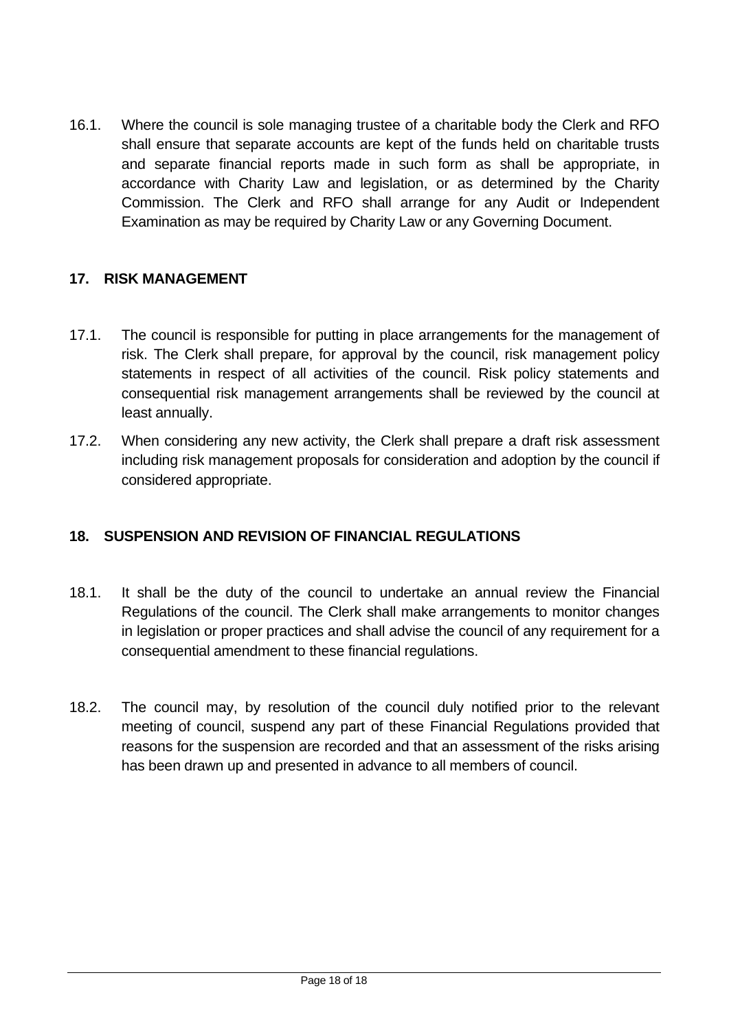16.1. Where the council is sole managing trustee of a charitable body the Clerk and RFO shall ensure that separate accounts are kept of the funds held on charitable trusts and separate financial reports made in such form as shall be appropriate, in accordance with Charity Law and legislation, or as determined by the Charity Commission. The Clerk and RFO shall arrange for any Audit or Independent Examination as may be required by Charity Law or any Governing Document.

## 17. RISK MANAGEMENT

17.1. The council is responsible for putting in place arrangements for the management of risk. The Clerk shall prepare, for approval by the council, risk management policy statements in respect of all activities of the council. Risk policy statements and consequential risk management arrangements shall be reviewed by the council at least annually.

17.2. When considering any new activity, the Clerk shall prepare a draft risk assessment including risk management proposals for consideration and adoption by the council if considered appropriate.

## 18. SUSPENSION AND REVISION OF FINANCIAL REGULATIONS

18.1. It shall be the duty of the council to undertake an annual review the Financial Regulations of the council. The Clerk shall make arrangements to monitor changes in legislation or proper practices and shall advise the council of any requirement for a consequential amendment to these financial regulations.

18.2. The council may, by resolution of the council duly notified prior to the relevant meeting of council, suspend any part of these Financial Regulations provided that reasons for the suspension are recorded and that an assessment of the risks arising has been drawn up and presented in advance to all members of council.